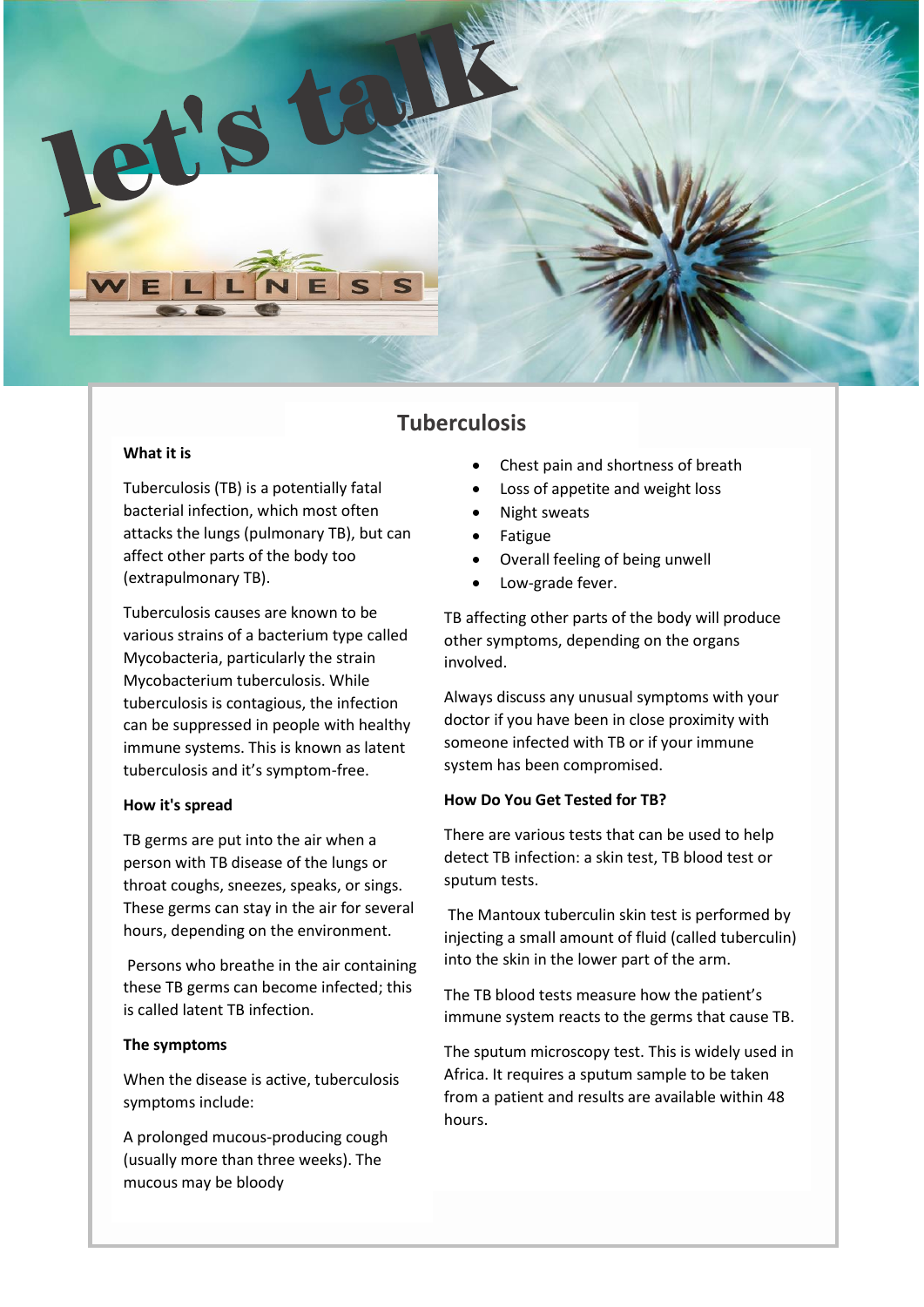# let's talk

WELLNESS

## Tuberculosis

### What it is

Tuberculosis (TB) is a potentially fatal bacterial infection, which most often attacks the lungs (pulmonary TB), but can affect other parts of the body too (extrapulmonary TB).

Tuberculosis causes are known to be various strains of a bacterium type called Mycobacteria, particularly the strain Mycobacterium tuberculosis. While tuberculosis is contagious, the infection can be suppressed in people with healthy immune systems. This is known as latent tuberculosis and it's symptom-free.

### How it's spread

TB germs are put into the air when a person with TB disease of the lungs or throat coughs, sneezes, speaks, or sings. These germs can stay in the air for several hours, depending on the environment.

Persons who breathe in the air containing these TB germs can become infected; this is called latent TB infection.

### The symptoms

When the disease is active, tuberculosis symptoms include:

A prolonged mucous-producing cough (usually more than three weeks). The mucous may be bloody

- Chest pain and shortness of breath
- Loss of appetite and weight loss
- Night sweats
- Fatigue
- Overall feeling of being unwell
- Low-grade fever.

TB affecting other parts of the body will produce other symptoms, depending on the organs involved.

Always discuss any unusual symptoms with your doctor if you have been in close proximity with someone infected with TB or if your immune system has been compromised.

### How Do You Get Tested for TB?

There are various tests that can be used to help detect TB infection: a skin test, TB blood test or sputum tests.

The Mantoux tuberculin skin test is performed by injecting a small amount of fluid (called tuberculin) into the skin in the lower part of the arm.

The TB blood tests measure how the patient's immune system reacts to the germs that cause TB.

The sputum microscopy test. This is widely used in Africa. It requires a sputum sample to be taken from a patient and results are available within 48 hours.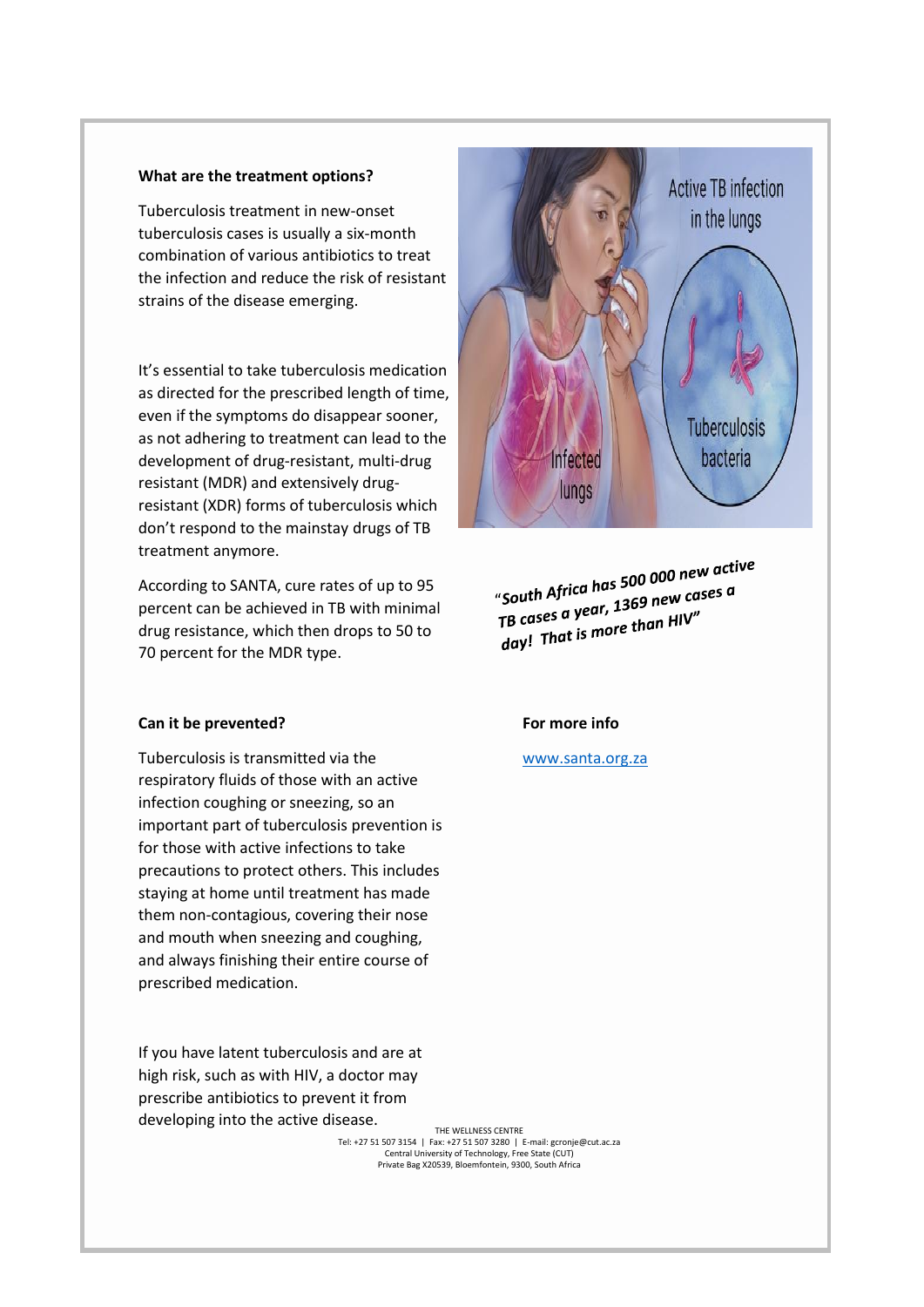**What are the treatment options?**

Tuberculosis treatment in new-onset tuberculosis cases is usually a six-month combination of various antibiotics to treat the infection and reduce the risk of resistant strains of the disease emerging.

It's essential to take tuberculosis medication as directed for the prescribed length of time, even if the symptoms do disappear sooner, as not adhering to treatment can lead to the development of drug-resistant, multi-drug resistant (MDR) and extensively drug-resistant (XDR) forms of tuberculosis which don't respond to the mainstay drugs of TB treatment anymore.

According to SANTA, cure rates of up to 95 percent can be achieved in TB with minimal drug resistance, which then drops to 50 to 70 percent for the MDR type.

***"South Africa has 500 000 new active TB cases a year, 1369 new cases a day! That is more than HIV"***

**Can it be prevented?**

Tuberculosis is transmitted via the respiratory fluids of those with an active infection coughing or sneezing, so an important part of tuberculosis prevention is for those with active infections to take precautions to protect others. This includes staying at home until treatment has made them non-contagious, covering their nose and mouth when sneezing and coughing, and always finishing their entire course of prescribed medication.

If you have latent tuberculosis and are at high risk, such as with HIV, a doctor may prescribe antibiotics to prevent it from developing into the active disease.

**For more info**

www.santa.org.za

THE WELLNESS CENTRE
Tel: +27 51 507 3154 | Fax: +27 51 507 3280 | E-mail: gcronje@cut.ac.za
Central University of Technology, Free State (CUT)
Private Bag X20539, Bloemfontein, 9300, South Africa